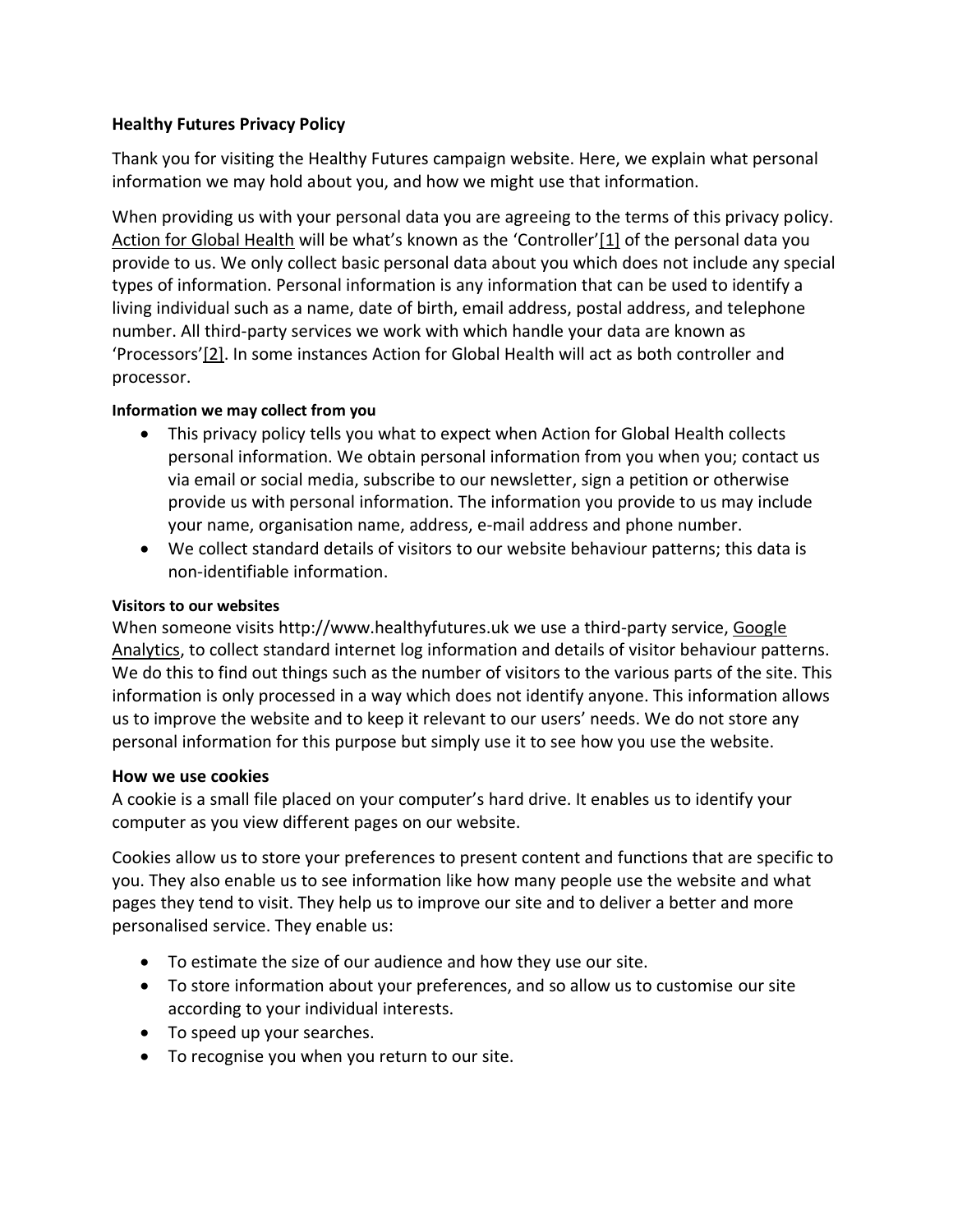**Healthy Futures Privacy Policy**

Thank you for visiting the Healthy Futures campaign website. Here, we explain what personal information we may hold about you, and how we might use that information.

When providing us with your personal data you are agreeing to the terms of this privacy policy. Action for Global Health will be what's known as the 'Controller'[1] of the personal data you provide to us. We only collect basic personal data about you which does not include any special types of information. Personal information is any information that can be used to identify a living individual such as a name, date of birth, email address, postal address, and telephone number. All third-party services we work with which handle your data are known as 'Processors'[2]. In some instances Action for Global Health will act as both controller and processor.

#### Information we may collect from you

- This privacy policy tells you what to expect when Action for Global Health collects personal information. We obtain personal information from you when you; contact us via email or social media, subscribe to our newsletter, sign a petition or otherwise provide us with personal information. The information you provide to us may include your name, organisation name, address, e-mail address and phone number.
- We collect standard details of visitors to our website behaviour patterns; this data is non-identifiable information.

#### Visitors to our websites

When someone visits http://www.healthyfutures.uk we use a third-party service, Google Analytics, to collect standard internet log information and details of visitor behaviour patterns. We do this to find out things such as the number of visitors to the various parts of the site. This information is only processed in a way which does not identify anyone. This information allows us to improve the website and to keep it relevant to our users' needs. We do not store any personal information for this purpose but simply use it to see how you use the website.

### How we use cookies

A cookie is a small file placed on your computer's hard drive. It enables us to identify your computer as you view different pages on our website.

Cookies allow us to store your preferences to present content and functions that are specific to you. They also enable us to see information like how many people use the website and what pages they tend to visit. They help us to improve our site and to deliver a better and more personalised service. They enable us:

- To estimate the size of our audience and how they use our site.
- To store information about your preferences, and so allow us to customise our site according to your individual interests.
- To speed up your searches.
- To recognise you when you return to our site.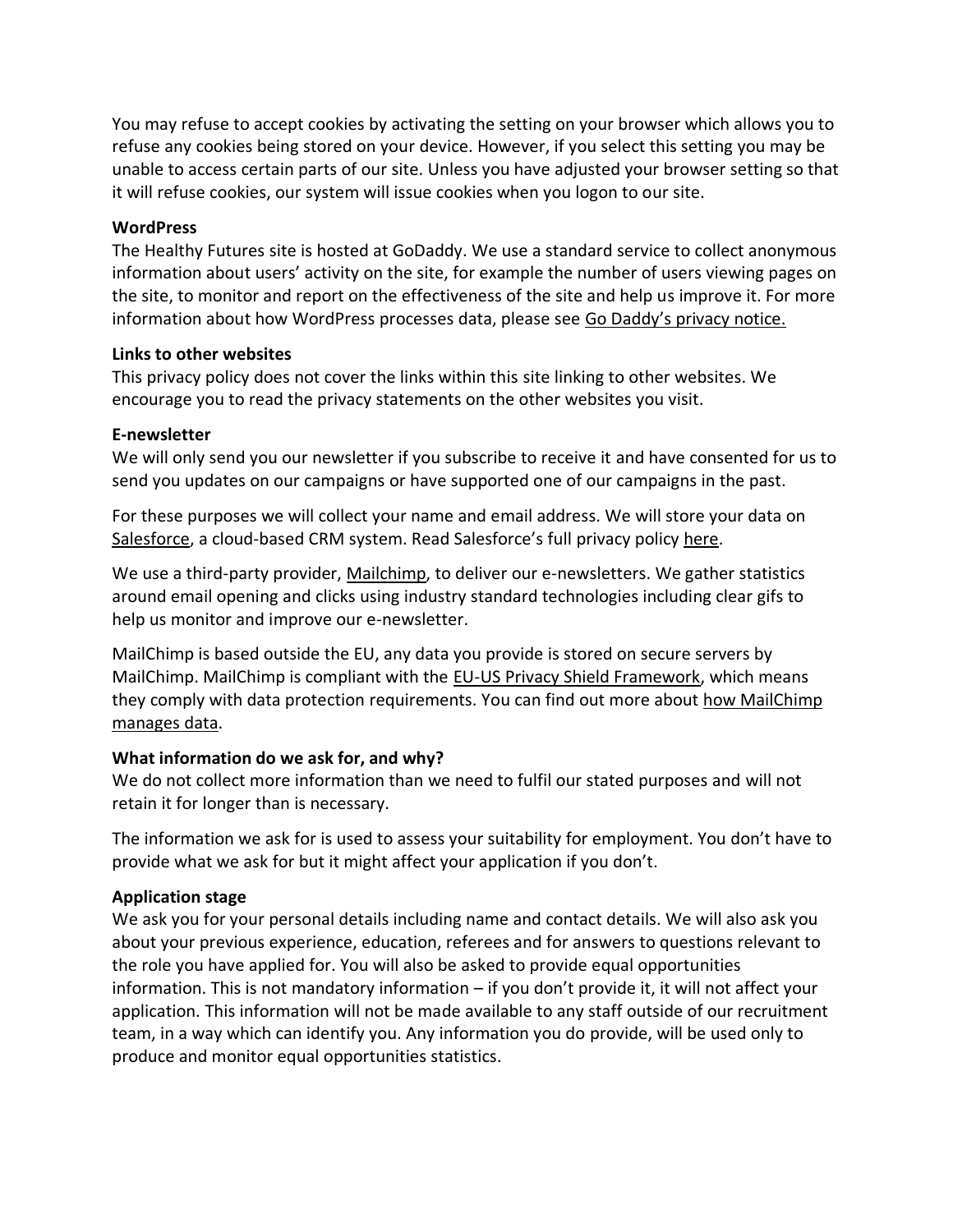You may refuse to accept cookies by activating the setting on your browser which allows you to refuse any cookies being stored on your device. However, if you select this setting you may be unable to access certain parts of our site. Unless you have adjusted your browser setting so that it will refuse cookies, our system will issue cookies when you logon to our site.

**WordPress**
The Healthy Futures site is hosted at GoDaddy. We use a standard service to collect anonymous information about users' activity on the site, for example the number of users viewing pages on the site, to monitor and report on the effectiveness of the site and help us improve it. For more information about how WordPress processes data, please see Go Daddy's privacy notice.

**Links to other websites**
This privacy policy does not cover the links within this site linking to other websites. We encourage you to read the privacy statements on the other websites you visit.

**E-newsletter**
We will only send you our newsletter if you subscribe to receive it and have consented for us to send you updates on our campaigns or have supported one of our campaigns in the past.

For these purposes we will collect your name and email address. We will store your data on Salesforce, a cloud-based CRM system. Read Salesforce's full privacy policy here.

We use a third-party provider, Mailchimp, to deliver our e-newsletters. We gather statistics around email opening and clicks using industry standard technologies including clear gifs to help us monitor and improve our e-newsletter.

MailChimp is based outside the EU, any data you provide is stored on secure servers by MailChimp. MailChimp is compliant with the EU-US Privacy Shield Framework, which means they comply with data protection requirements. You can find out more about how MailChimp manages data.

**What information do we ask for, and why?**
We do not collect more information than we need to fulfil our stated purposes and will not retain it for longer than is necessary.

The information we ask for is used to assess your suitability for employment. You don't have to provide what we ask for but it might affect your application if you don't.

**Application stage**
We ask you for your personal details including name and contact details. We will also ask you about your previous experience, education, referees and for answers to questions relevant to the role you have applied for. You will also be asked to provide equal opportunities information. This is not mandatory information – if you don't provide it, it will not affect your application. This information will not be made available to any staff outside of our recruitment team, in a way which can identify you. Any information you do provide, will be used only to produce and monitor equal opportunities statistics.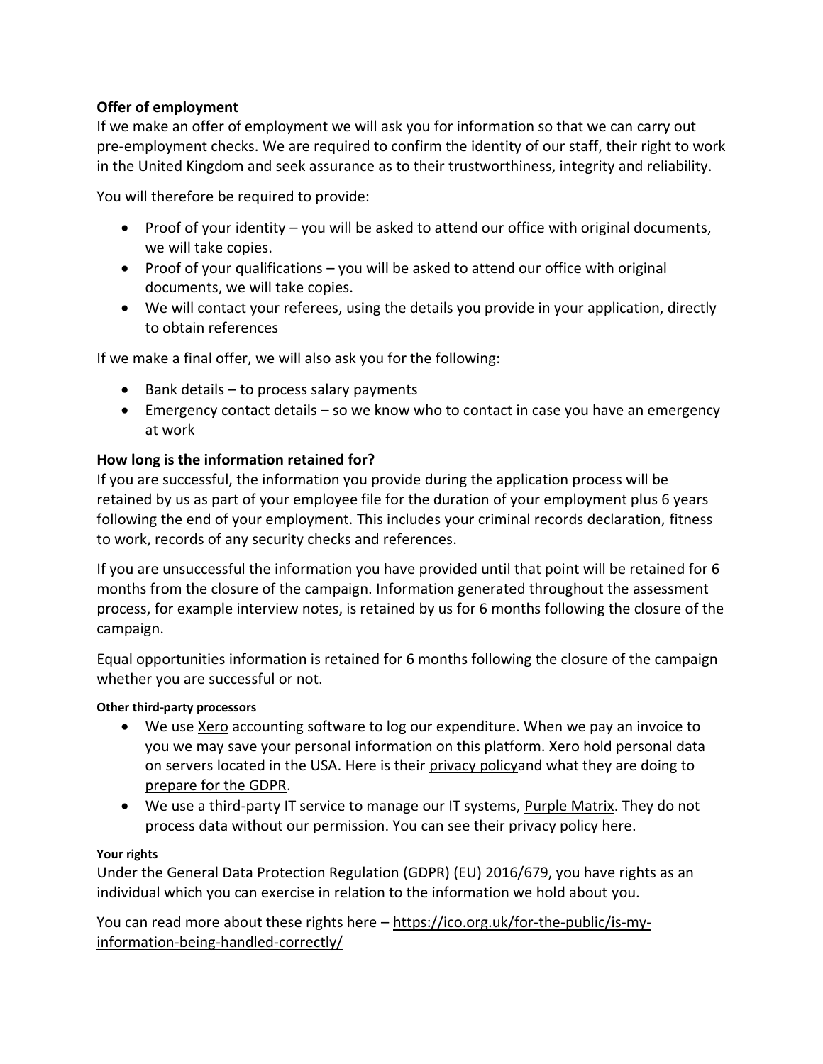### Offer of employment

If we make an offer of employment we will ask you for information so that we can carry out pre-employment checks. We are required to confirm the identity of our staff, their right to work in the United Kingdom and seek assurance as to their trustworthiness, integrity and reliability.

You will therefore be required to provide:

- Proof of your identity – you will be asked to attend our office with original documents, we will take copies.
- Proof of your qualifications – you will be asked to attend our office with original documents, we will take copies.
- We will contact your referees, using the details you provide in your application, directly to obtain references

If we make a final offer, we will also ask you for the following:

- Bank details – to process salary payments
- Emergency contact details – so we know who to contact in case you have an emergency at work

### How long is the information retained for?

If you are successful, the information you provide during the application process will be retained by us as part of your employee file for the duration of your employment plus 6 years following the end of your employment. This includes your criminal records declaration, fitness to work, records of any security checks and references.

If you are unsuccessful the information you have provided until that point will be retained for 6 months from the closure of the campaign. Information generated throughout the assessment process, for example interview notes, is retained by us for 6 months following the closure of the campaign.

Equal opportunities information is retained for 6 months following the closure of the campaign whether you are successful or not.

#### Other third-party processors

- We use Xero accounting software to log our expenditure. When we pay an invoice to you we may save your personal information on this platform. Xero hold personal data on servers located in the USA. Here is their privacy policyand what they are doing to prepare for the GDPR.
- We use a third-party IT service to manage our IT systems, Purple Matrix. They do not process data without our permission. You can see their privacy policy here.

#### Your rights

Under the General Data Protection Regulation (GDPR) (EU) 2016/679, you have rights as an individual which you can exercise in relation to the information we hold about you.

You can read more about these rights here – https://ico.org.uk/for-the-public/is-my-information-being-handled-correctly/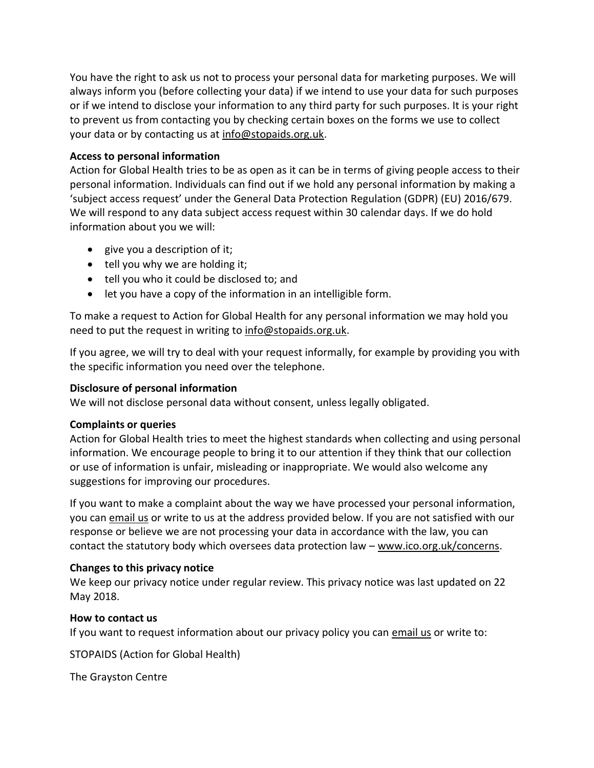You have the right to ask us not to process your personal data for marketing purposes. We will always inform you (before collecting your data) if we intend to use your data for such purposes or if we intend to disclose your information to any third party for such purposes. It is your right to prevent us from contacting you by checking certain boxes on the forms we use to collect your data or by contacting us at info@stopaids.org.uk.

**Access to personal information**

Action for Global Health tries to be as open as it can be in terms of giving people access to their personal information. Individuals can find out if we hold any personal information by making a 'subject access request' under the General Data Protection Regulation (GDPR) (EU) 2016/679. We will respond to any data subject access request within 30 calendar days. If we do hold information about you we will:

- give you a description of it;
- tell you why we are holding it;
- tell you who it could be disclosed to; and
- let you have a copy of the information in an intelligible form.

To make a request to Action for Global Health for any personal information we may hold you need to put the request in writing to info@stopaids.org.uk.

If you agree, we will try to deal with your request informally, for example by providing you with the specific information you need over the telephone.

**Disclosure of personal information**

We will not disclose personal data without consent, unless legally obligated.

**Complaints or queries**

Action for Global Health tries to meet the highest standards when collecting and using personal information. We encourage people to bring it to our attention if they think that our collection or use of information is unfair, misleading or inappropriate. We would also welcome any suggestions for improving our procedures.

If you want to make a complaint about the way we have processed your personal information, you can email us or write to us at the address provided below. If you are not satisfied with our response or believe we are not processing your data in accordance with the law, you can contact the statutory body which oversees data protection law – www.ico.org.uk/concerns.

**Changes to this privacy notice**

We keep our privacy notice under regular review. This privacy notice was last updated on 22 May 2018.

**How to contact us**

If you want to request information about our privacy policy you can email us or write to:

STOPAIDS (Action for Global Health)

The Grayston Centre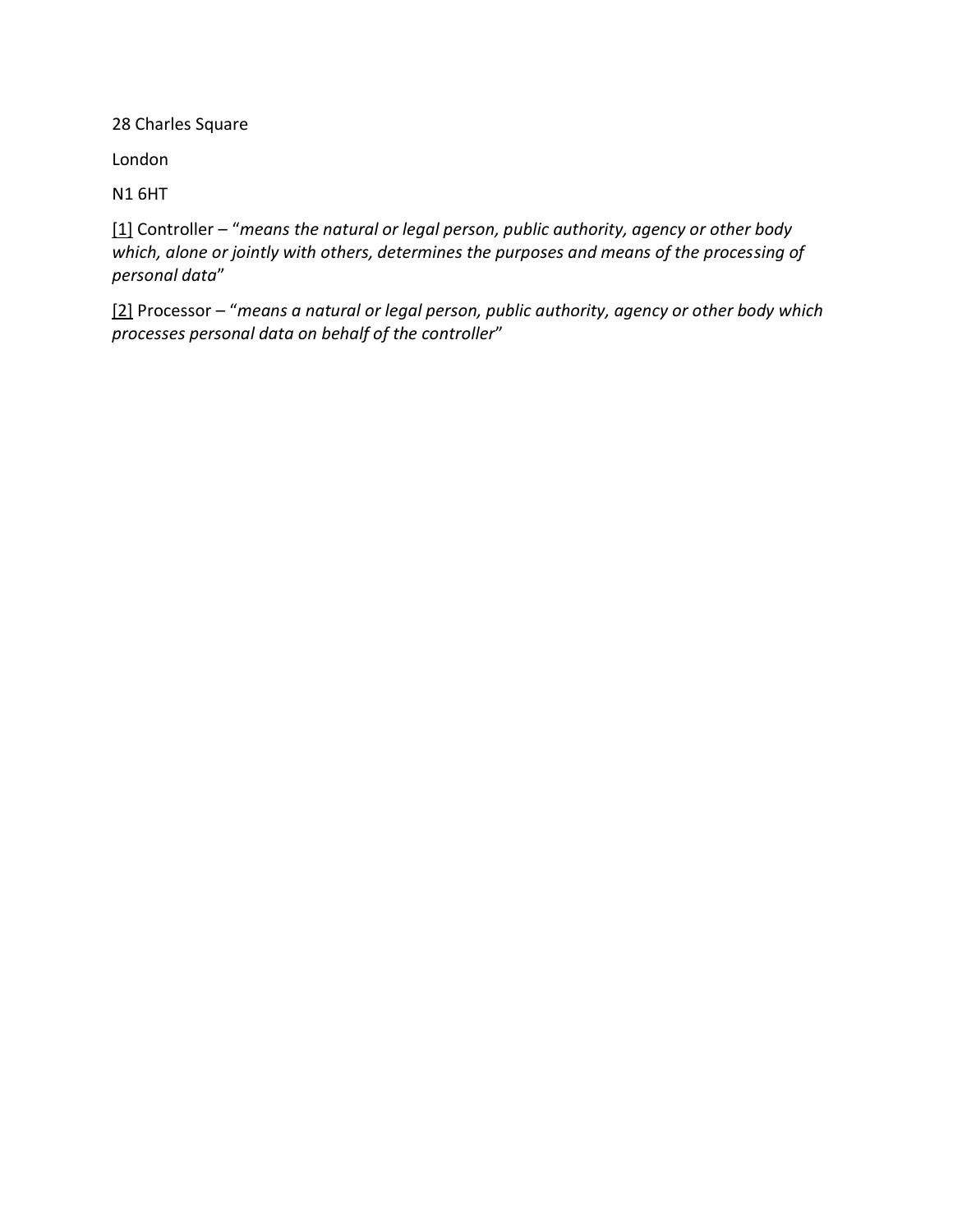28 Charles Square

London

N1 6HT

[1] Controller – "*means the natural or legal person, public authority, agency or other body which, alone or jointly with others, determines the purposes and means of the processing of personal data*"

[2] Processor – "*means a natural or legal person, public authority, agency or other body which processes personal data on behalf of the controller*"